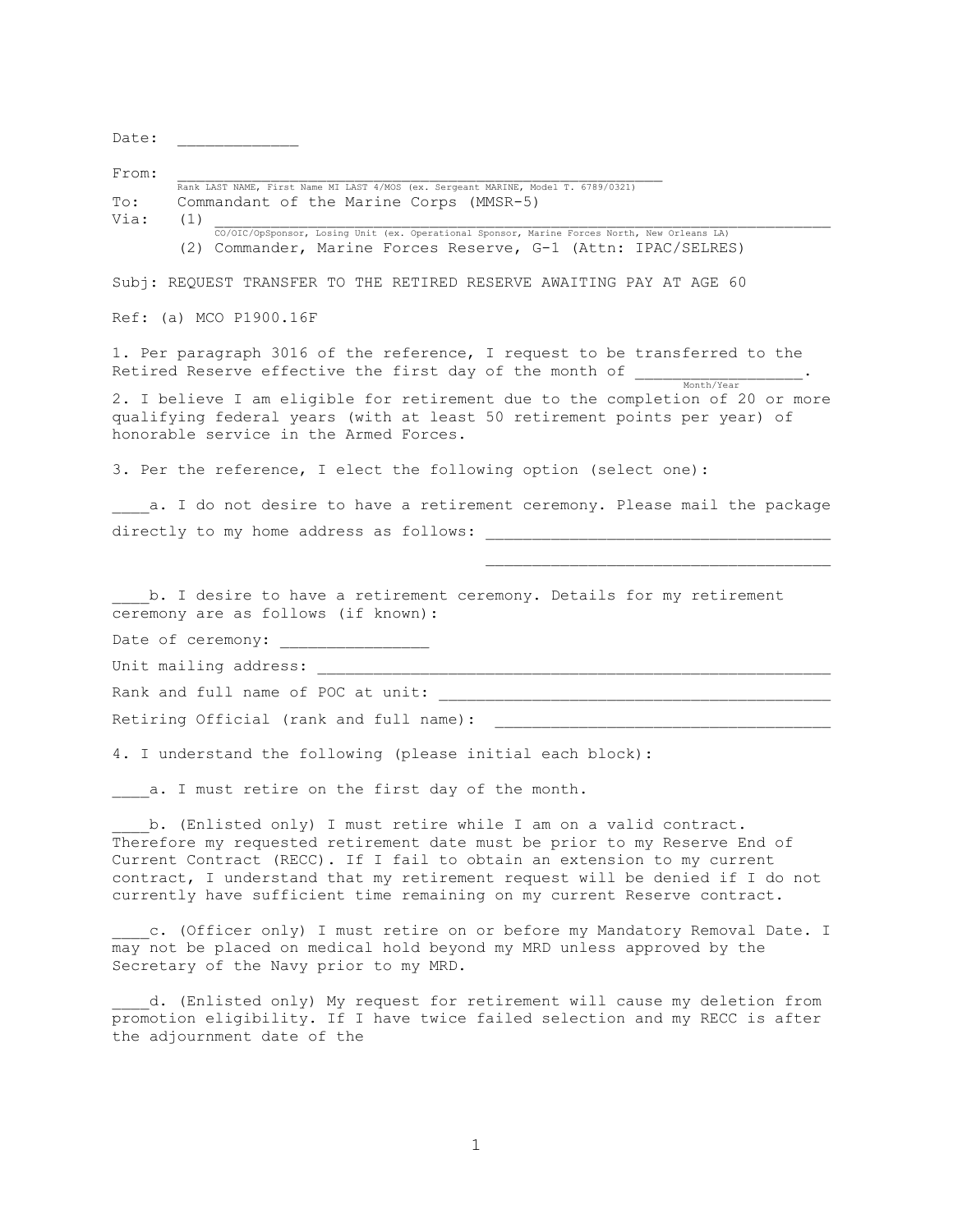Date: _____________

From: ______________________________________________________
Rank LAST NAME, First Name MI LAST 4/MOS (ex. Sergeant MARINE, Model T. 6789/0321)
To: Commandant of the Marine Corps (MMSR-5)
Via: (1) ______________________________________________________
CO/OIC/OpSponsor, Losing Unit (ex. Operational Sponsor, Marine Forces North, New Orleans LA)
(2) Commander, Marine Forces Reserve, G-1 (Attn: IPAC/SELRES)

Subj: REQUEST TRANSFER TO THE RETIRED RESERVE AWAITING PAY AT AGE 60

Ref: (a) MCO P1900.16F

1. Per paragraph 3016 of the reference, I request to be transferred to the Retired Reserve effective the first day of the month of __________________.
Month/Year

2. I believe I am eligible for retirement due to the completion of 20 or more qualifying federal years (with at least 50 retirement points per year) of honorable service in the Armed Forces.

3. Per the reference, I elect the following option (select one):

____a. I do not desire to have a retirement ceremony. Please mail the package directly to my home address as follows: ____________________________________

____________________________________

____b. I desire to have a retirement ceremony. Details for my retirement ceremony are as follows (if known):

Date of ceremony: _______________

Unit mailing address: _________________________________________________________

Rank and full name of POC at unit: ____________________________________________

Retiring Official (rank and full name): ____________________________________

4. I understand the following (please initial each block):

____a. I must retire on the first day of the month.

____b. (Enlisted only) I must retire while I am on a valid contract. Therefore my requested retirement date must be prior to my Reserve End of Current Contract (RECC). If I fail to obtain an extension to my current contract, I understand that my retirement request will be denied if I do not currently have sufficient time remaining on my current Reserve contract.

____c. (Officer only) I must retire on or before my Mandatory Removal Date. I may not be placed on medical hold beyond my MRD unless approved by the Secretary of the Navy prior to my MRD.

____d. (Enlisted only) My request for retirement will cause my deletion from promotion eligibility. If I have twice failed selection and my RECC is after the adjournment date of the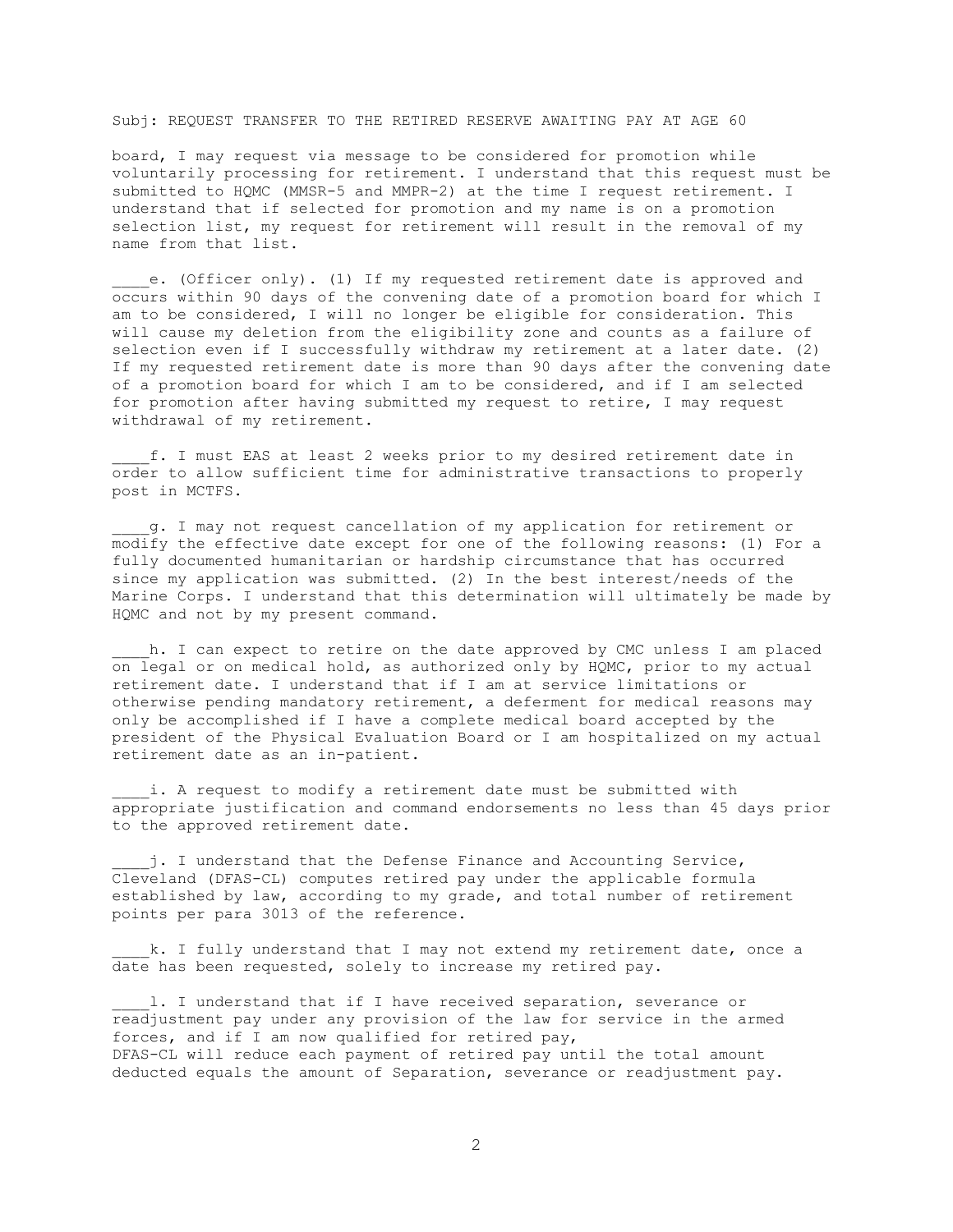Subj: REQUEST TRANSFER TO THE RETIRED RESERVE AWAITING PAY AT AGE 60

board, I may request via message to be considered for promotion while voluntarily processing for retirement. I understand that this request must be submitted to HQMC (MMSR-5 and MMPR-2) at the time I request retirement. I understand that if selected for promotion and my name is on a promotion selection list, my request for retirement will result in the removal of my name from that list.

____e. (Officer only). (1) If my requested retirement date is approved and occurs within 90 days of the convening date of a promotion board for which I am to be considered, I will no longer be eligible for consideration. This will cause my deletion from the eligibility zone and counts as a failure of selection even if I successfully withdraw my retirement at a later date. (2) If my requested retirement date is more than 90 days after the convening date of a promotion board for which I am to be considered, and if I am selected for promotion after having submitted my request to retire, I may request withdrawal of my retirement.

____f. I must EAS at least 2 weeks prior to my desired retirement date in order to allow sufficient time for administrative transactions to properly post in MCTFS.

____g. I may not request cancellation of my application for retirement or modify the effective date except for one of the following reasons: (1) For a fully documented humanitarian or hardship circumstance that has occurred since my application was submitted. (2) In the best interest/needs of the Marine Corps. I understand that this determination will ultimately be made by HQMC and not by my present command.

____h. I can expect to retire on the date approved by CMC unless I am placed on legal or on medical hold, as authorized only by HQMC, prior to my actual retirement date. I understand that if I am at service limitations or otherwise pending mandatory retirement, a deferment for medical reasons may only be accomplished if I have a complete medical board accepted by the president of the Physical Evaluation Board or I am hospitalized on my actual retirement date as an in-patient.

____i. A request to modify a retirement date must be submitted with appropriate justification and command endorsements no less than 45 days prior to the approved retirement date.

____j. I understand that the Defense Finance and Accounting Service, Cleveland (DFAS-CL) computes retired pay under the applicable formula established by law, according to my grade, and total number of retirement points per para 3013 of the reference.

____k. I fully understand that I may not extend my retirement date, once a date has been requested, solely to increase my retired pay.

____l. I understand that if I have received separation, severance or readjustment pay under any provision of the law for service in the armed forces, and if I am now qualified for retired pay, DFAS-CL will reduce each payment of retired pay until the total amount deducted equals the amount of Separation, severance or readjustment pay.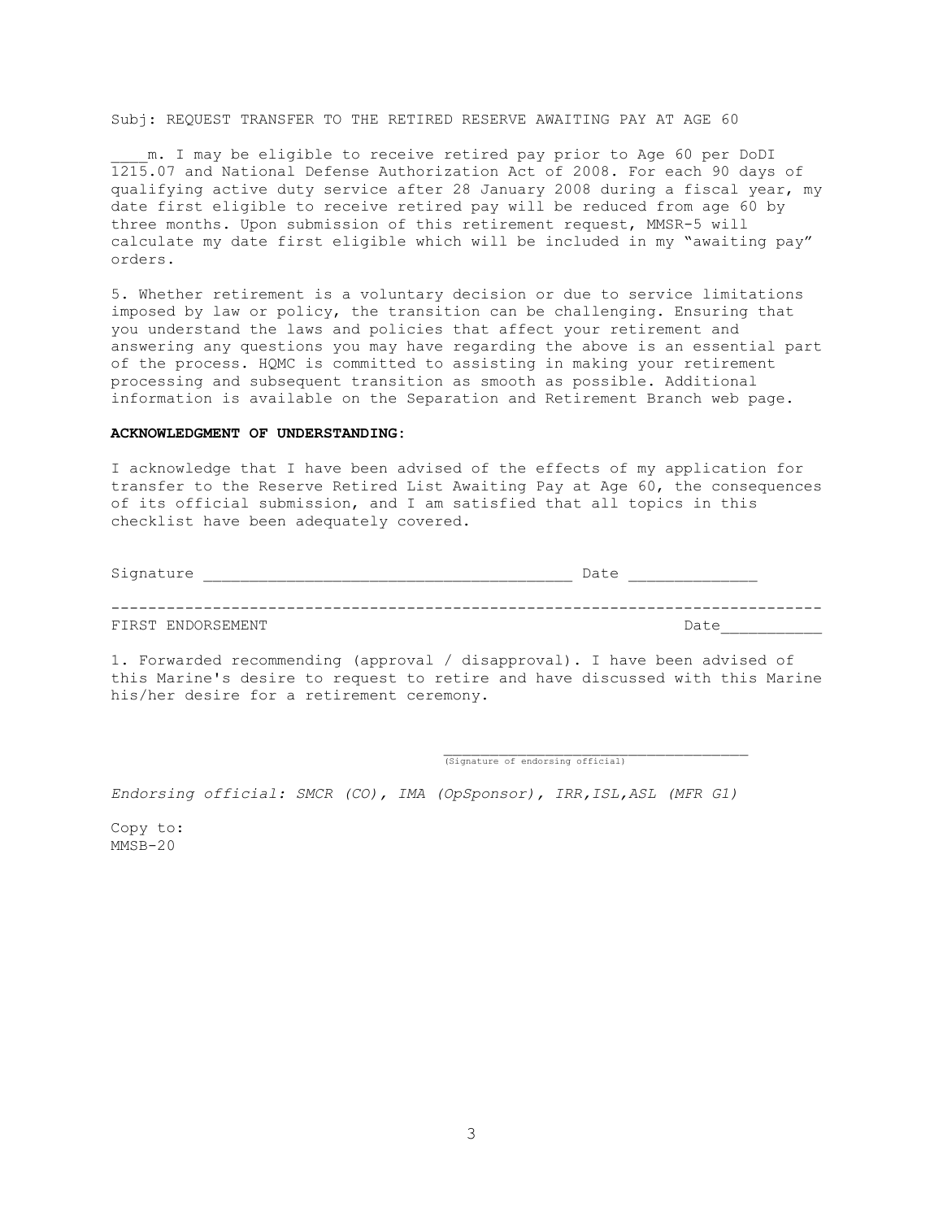Subj: REQUEST TRANSFER TO THE RETIRED RESERVE AWAITING PAY AT AGE 60

____m. I may be eligible to receive retired pay prior to Age 60 per DoDI 1215.07 and National Defense Authorization Act of 2008. For each 90 days of qualifying active duty service after 28 January 2008 during a fiscal year, my date first eligible to receive retired pay will be reduced from age 60 by three months. Upon submission of this retirement request, MMSR-5 will calculate my date first eligible which will be included in my "awaiting pay" orders.

5. Whether retirement is a voluntary decision or due to service limitations imposed by law or policy, the transition can be challenging. Ensuring that you understand the laws and policies that affect your retirement and answering any questions you may have regarding the above is an essential part of the process. HQMC is committed to assisting in making your retirement processing and subsequent transition as smooth as possible. Additional information is available on the Separation and Retirement Branch web page.

**ACKNOWLEDGMENT OF UNDERSTANDING:**

I acknowledge that I have been advised of the effects of my application for transfer to the Reserve Retired List Awaiting Pay at Age 60, the consequences of its official submission, and I am satisfied that all topics in this checklist have been adequately covered.

Signature ________________________________________ Date ______________

---

FIRST ENDORSEMENT Date___________

1. Forwarded recommending (approval / disapproval). I have been advised of this Marine's desire to request to retire and have discussed with this Marine his/her desire for a retirement ceremony.

___________________________________
(Signature of endorsing official)

*Endorsing official: SMCR (CO), IMA (OpSponsor), IRR,ISL,ASL (MFR G1)*

Copy to:
MMSB-20